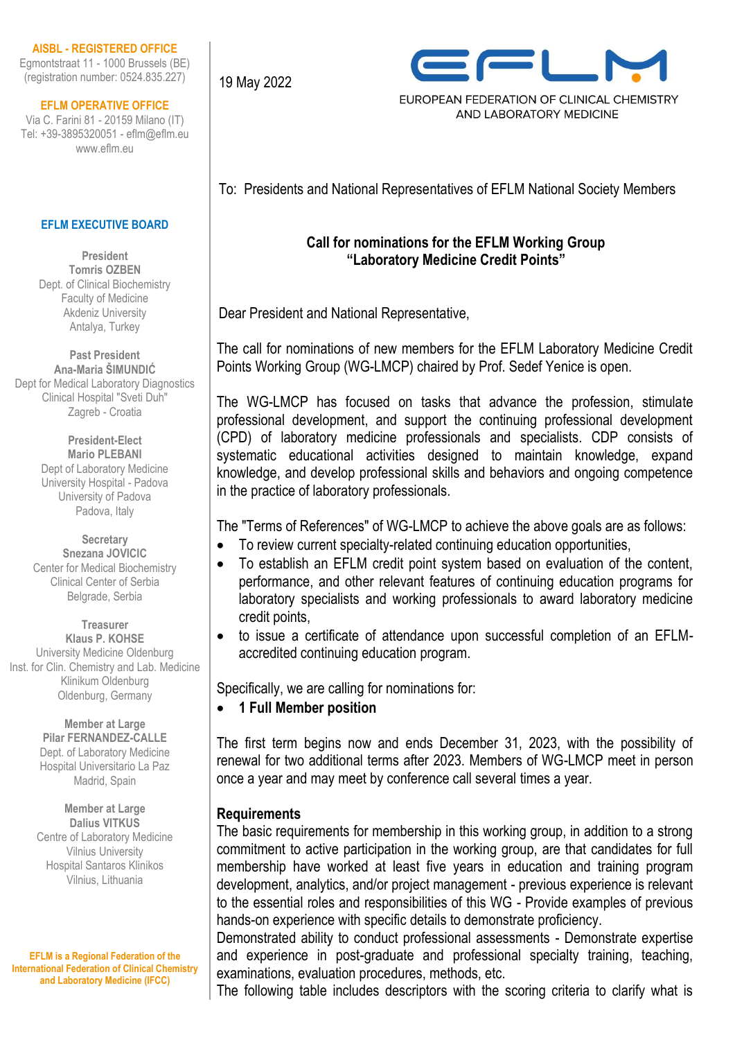**AISBL - REGISTERED OFFICE**
Egmontstraat 11 - 1000 Brussels (BE)
(registration number: 0524.835.227)

**EFLM OPERATIVE OFFICE**
Via C. Farini 81 - 20159 Milano (IT)
Tel: +39-3895320051 - eflm@eflm.eu
www.eflm.eu

**EFLM EXECUTIVE BOARD**

**President**
**Tomris OZBEN**
Dept. of Clinical Biochemistry
Faculty of Medicine
Akdeniz University
Antalya, Turkey

**Past President**
**Ana-Maria ŠIMUNDIĆ**
Dept for Medical Laboratory Diagnostics
Clinical Hospital "Sveti Duh"
Zagreb - Croatia

**President-Elect**
**Mario PLEBANI**
Dept of Laboratory Medicine
University Hospital - Padova
University of Padova
Padova, Italy

**Secretary**
**Snezana JOVICIC**
Center for Medical Biochemistry
Clinical Center of Serbia
Belgrade, Serbia

**Treasurer**
**Klaus P. KOHSE**
University Medicine Oldenburg
Inst. for Clin. Chemistry and Lab. Medicine
Klinikum Oldenburg
Oldenburg, Germany

**Member at Large**
**Pilar FERNANDEZ-CALLE**
Dept. of Laboratory Medicine
Hospital Universitario La Paz
Madrid, Spain

**Member at Large**
**Dalius VITKUS**
Centre of Laboratory Medicine
Vilnius University
Hospital Santaros Klinikos
Vilnius, Lithuania

**EFLM is a Regional Federation of the International Federation of Clinical Chemistry and Laboratory Medicine (IFCC)**

---

19 May 2022

EFLM
EUROPEAN FEDERATION OF CLINICAL CHEMISTRY AND LABORATORY MEDICINE

To: Presidents and National Representatives of EFLM National Society Members

## Call for nominations for the EFLM Working Group "Laboratory Medicine Credit Points"

Dear President and National Representative,

The call for nominations of new members for the EFLM Laboratory Medicine Credit Points Working Group (WG-LMCP) chaired by Prof. Sedef Yenice is open.

The WG-LMCP has focused on tasks that advance the profession, stimulate professional development, and support the continuing professional development (CPD) of laboratory medicine professionals and specialists. CDP consists of systematic educational activities designed to maintain knowledge, expand knowledge, and develop professional skills and behaviors and ongoing competence in the practice of laboratory professionals.

The "Terms of References" of WG-LMCP to achieve the above goals are as follows:

- To review current specialty-related continuing education opportunities,
- To establish an EFLM credit point system based on evaluation of the content, performance, and other relevant features of continuing education programs for laboratory specialists and working professionals to award laboratory medicine credit points,
- to issue a certificate of attendance upon successful completion of an EFLM-accredited continuing education program.

Specifically, we are calling for nominations for:

- **1 Full Member position**

The first term begins now and ends December 31, 2023, with the possibility of renewal for two additional terms after 2023. Members of WG-LMCP meet in person once a year and may meet by conference call several times a year.

**Requirements**
The basic requirements for membership in this working group, in addition to a strong commitment to active participation in the working group, are that candidates for full membership have worked at least five years in education and training program development, analytics, and/or project management - previous experience is relevant to the essential roles and responsibilities of this WG - Provide examples of previous hands-on experience with specific details to demonstrate proficiency.
Demonstrated ability to conduct professional assessments - Demonstrate expertise and experience in post-graduate and professional specialty training, teaching, examinations, evaluation procedures, methods, etc.
The following table includes descriptors with the scoring criteria to clarify what is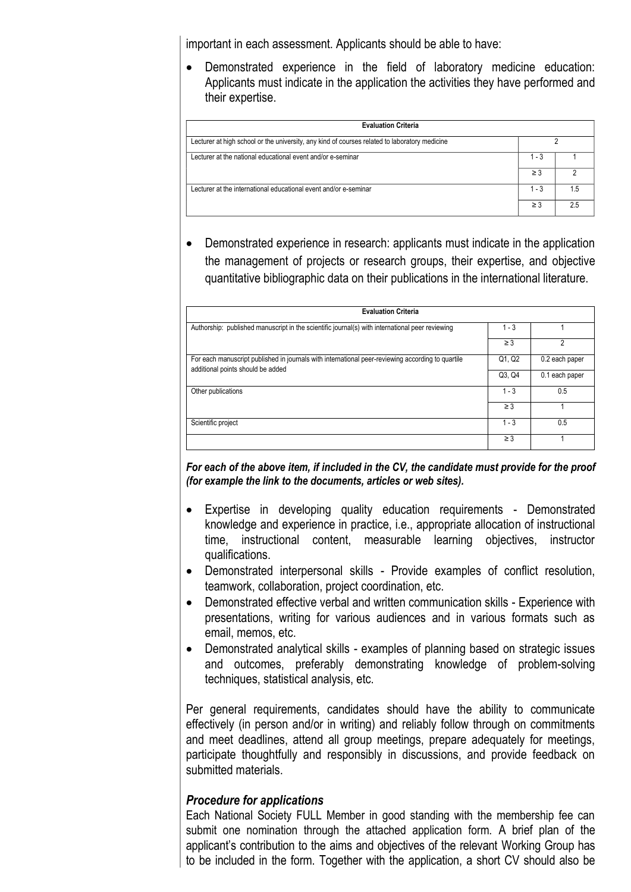important in each assessment. Applicants should be able to have:

- Demonstrated experience in the field of laboratory medicine education: Applicants must indicate in the application the activities they have performed and their expertise.

| Evaluation Criteria | | |
|---|---|---|
| Lecturer at high school or the university, any kind of courses related to laboratory medicine | 2 | |
| Lecturer at the national educational event and/or e-seminar | 1 - 3 | 1 |
| | ≥ 3 | 2 |
| Lecturer at the international educational event and/or e-seminar | 1 - 3 | 1.5 |
| | ≥ 3 | 2.5 |

- Demonstrated experience in research: applicants must indicate in the application the management of projects or research groups, their expertise, and objective quantitative bibliographic data on their publications in the international literature.

| Evaluation Criteria | | |
|---|---|---|
| Authorship: published manuscript in the scientific journal(s) with international peer reviewing | 1 - 3 | 1 |
| | ≥ 3 | 2 |
| For each manuscript published in journals with international peer-reviewing according to quartile additional points should be added | Q1, Q2 | 0.2 each paper |
| | Q3, Q4 | 0.1 each paper |
| Other publications | 1 - 3 | 0.5 |
| | ≥ 3 | 1 |
| Scientific project | 1 - 3 | 0.5 |
| | ≥ 3 | 1 |

***For each of the above item, if included in the CV, the candidate must provide for the proof (for example the link to the documents, articles or web sites).***

- Expertise in developing quality education requirements - Demonstrated knowledge and experience in practice, i.e., appropriate allocation of instructional time, instructional content, measurable learning objectives, instructor qualifications.
- Demonstrated interpersonal skills - Provide examples of conflict resolution, teamwork, collaboration, project coordination, etc.
- Demonstrated effective verbal and written communication skills - Experience with presentations, writing for various audiences and in various formats such as email, memos, etc.
- Demonstrated analytical skills - examples of planning based on strategic issues and outcomes, preferably demonstrating knowledge of problem-solving techniques, statistical analysis, etc.

Per general requirements, candidates should have the ability to communicate effectively (in person and/or in writing) and reliably follow through on commitments and meet deadlines, attend all group meetings, prepare adequately for meetings, participate thoughtfully and responsibly in discussions, and provide feedback on submitted materials.

### *Procedure for applications*

Each National Society FULL Member in good standing with the membership fee can submit one nomination through the attached application form. A brief plan of the applicant's contribution to the aims and objectives of the relevant Working Group has to be included in the form. Together with the application, a short CV should also be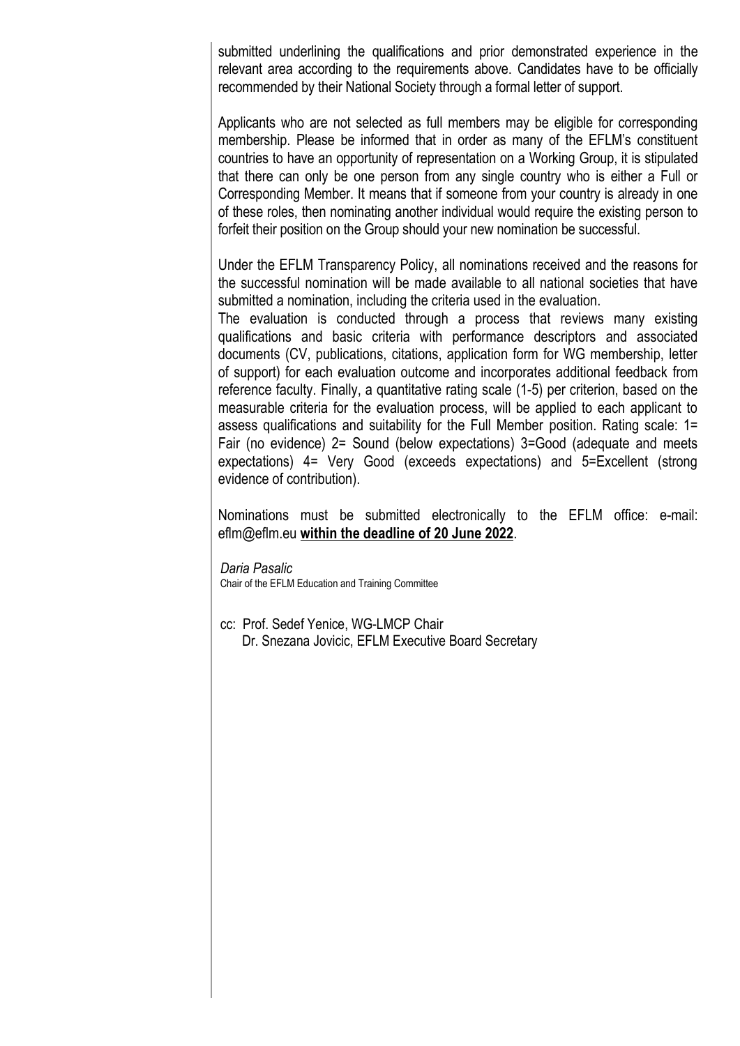submitted underlining the qualifications and prior demonstrated experience in the relevant area according to the requirements above. Candidates have to be officially recommended by their National Society through a formal letter of support.

Applicants who are not selected as full members may be eligible for corresponding membership. Please be informed that in order as many of the EFLM's constituent countries to have an opportunity of representation on a Working Group, it is stipulated that there can only be one person from any single country who is either a Full or Corresponding Member. It means that if someone from your country is already in one of these roles, then nominating another individual would require the existing person to forfeit their position on the Group should your new nomination be successful.

Under the EFLM Transparency Policy, all nominations received and the reasons for the successful nomination will be made available to all national societies that have submitted a nomination, including the criteria used in the evaluation.
The evaluation is conducted through a process that reviews many existing qualifications and basic criteria with performance descriptors and associated documents (CV, publications, citations, application form for WG membership, letter of support) for each evaluation outcome and incorporates additional feedback from reference faculty. Finally, a quantitative rating scale (1-5) per criterion, based on the measurable criteria for the evaluation process, will be applied to each applicant to assess qualifications and suitability for the Full Member position. Rating scale: 1= Fair (no evidence) 2= Sound (below expectations) 3=Good (adequate and meets expectations) 4= Very Good (exceeds expectations) and 5=Excellent (strong evidence of contribution).

Nominations must be submitted electronically to the EFLM office: e-mail: eflm@eflm.eu **within the deadline of 20 June 2022**.

*Daria Pasalic*
Chair of the EFLM Education and Training Committee

cc: Prof. Sedef Yenice, WG-LMCP Chair
Dr. Snezana Jovicic, EFLM Executive Board Secretary